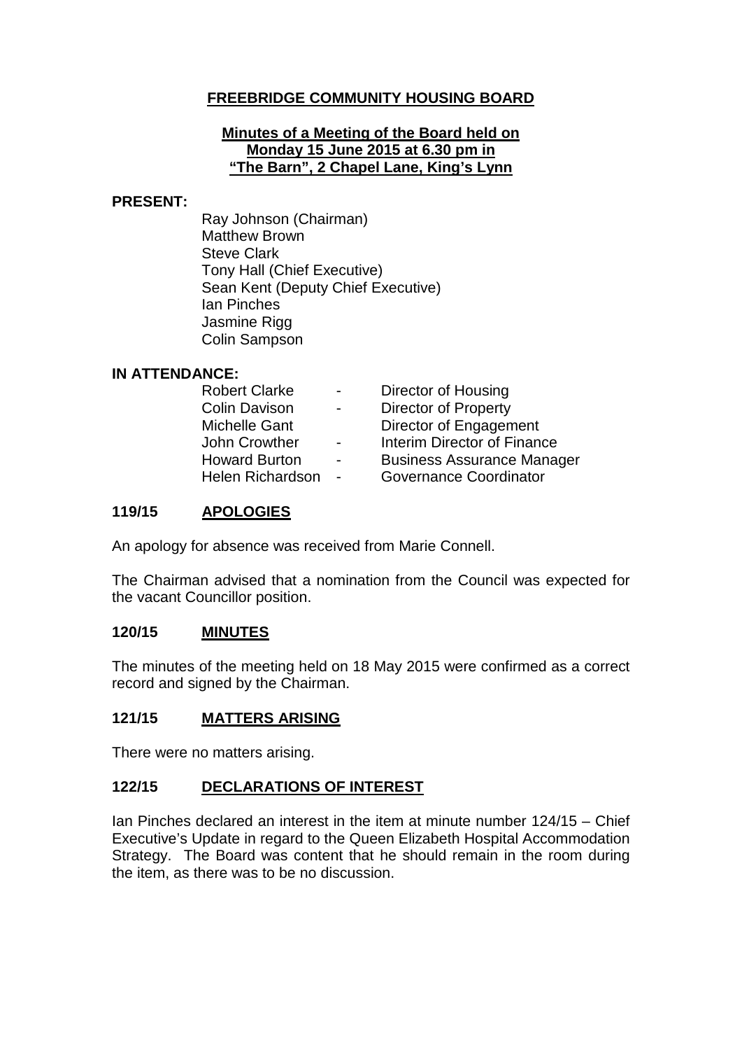# FREEBRIDGE COMMUNITY HOUSING BOARD

## Minutes of a Meeting of the Board held on Monday 15 June 2015 at 6.30 pm in "The Barn", 2 Chapel Lane, King's Lynn

**PRESENT:**

Ray Johnson (Chairman)
Matthew Brown
Steve Clark
Tony Hall (Chief Executive)
Sean Kent (Deputy Chief Executive)
Ian Pinches
Jasmine Rigg
Colin Sampson

**IN ATTENDANCE:**

| | | |
|---|---|---|
| Robert Clarke | - | Director of Housing |
| Colin Davison | - | Director of Property |
| Michelle Gant | | Director of Engagement |
| John Crowther | - | Interim Director of Finance |
| Howard Burton | - | Business Assurance Manager |
| Helen Richardson | - | Governance Coordinator |

### 119/15 APOLOGIES

An apology for absence was received from Marie Connell.

The Chairman advised that a nomination from the Council was expected for the vacant Councillor position.

### 120/15 MINUTES

The minutes of the meeting held on 18 May 2015 were confirmed as a correct record and signed by the Chairman.

### 121/15 MATTERS ARISING

There were no matters arising.

### 122/15 DECLARATIONS OF INTEREST

Ian Pinches declared an interest in the item at minute number 124/15 – Chief Executive's Update in regard to the Queen Elizabeth Hospital Accommodation Strategy. The Board was content that he should remain in the room during the item, as there was to be no discussion.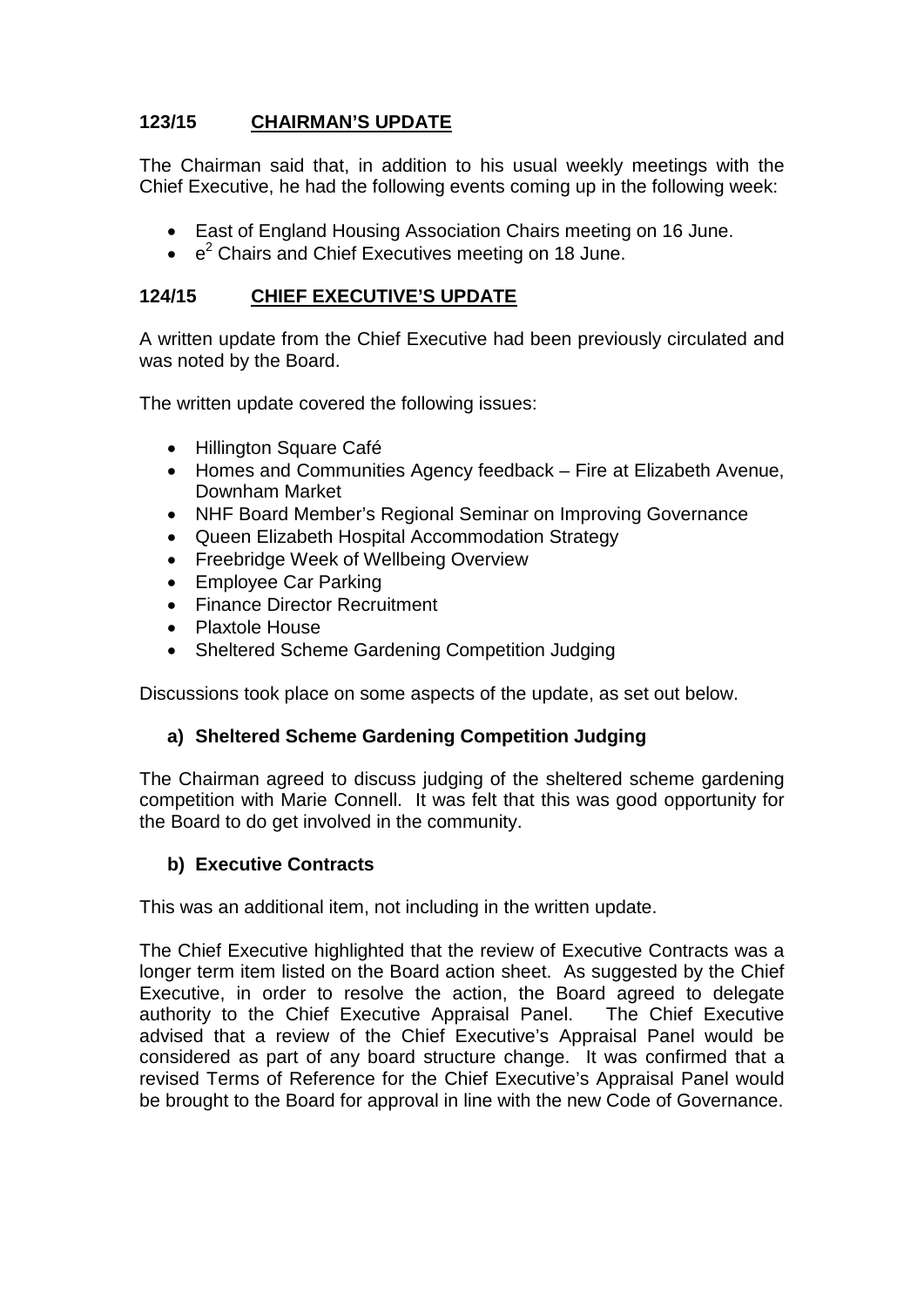## 123/15 CHAIRMAN'S UPDATE

The Chairman said that, in addition to his usual weekly meetings with the Chief Executive, he had the following events coming up in the following week:

- East of England Housing Association Chairs meeting on 16 June.
- $e^2$ Chairs and Chief Executives meeting on 18 June.

## 124/15 CHIEF EXECUTIVE'S UPDATE

A written update from the Chief Executive had been previously circulated and was noted by the Board.

The written update covered the following issues:

- Hillington Square Café
- Homes and Communities Agency feedback – Fire at Elizabeth Avenue, Downham Market
- NHF Board Member's Regional Seminar on Improving Governance
- Queen Elizabeth Hospital Accommodation Strategy
- Freebridge Week of Wellbeing Overview
- Employee Car Parking
- Finance Director Recruitment
- Plaxtole House
- Sheltered Scheme Gardening Competition Judging

Discussions took place on some aspects of the update, as set out below.

### a) Sheltered Scheme Gardening Competition Judging

The Chairman agreed to discuss judging of the sheltered scheme gardening competition with Marie Connell. It was felt that this was good opportunity for the Board to do get involved in the community.

### b) Executive Contracts

This was an additional item, not including in the written update.

The Chief Executive highlighted that the review of Executive Contracts was a longer term item listed on the Board action sheet. As suggested by the Chief Executive, in order to resolve the action, the Board agreed to delegate authority to the Chief Executive Appraisal Panel. The Chief Executive advised that a review of the Chief Executive's Appraisal Panel would be considered as part of any board structure change. It was confirmed that a revised Terms of Reference for the Chief Executive's Appraisal Panel would be brought to the Board for approval in line with the new Code of Governance.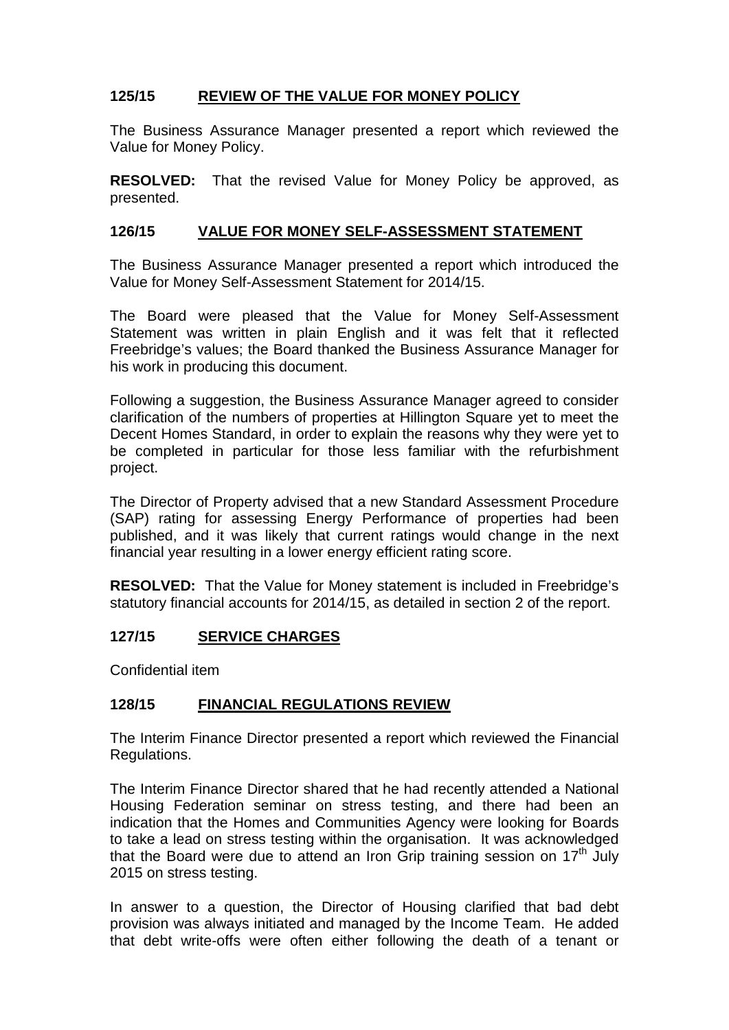## 125/15 REVIEW OF THE VALUE FOR MONEY POLICY

The Business Assurance Manager presented a report which reviewed the Value for Money Policy.

**RESOLVED:** That the revised Value for Money Policy be approved, as presented.

## 126/15 VALUE FOR MONEY SELF-ASSESSMENT STATEMENT

The Business Assurance Manager presented a report which introduced the Value for Money Self-Assessment Statement for 2014/15.

The Board were pleased that the Value for Money Self-Assessment Statement was written in plain English and it was felt that it reflected Freebridge's values; the Board thanked the Business Assurance Manager for his work in producing this document.

Following a suggestion, the Business Assurance Manager agreed to consider clarification of the numbers of properties at Hillington Square yet to meet the Decent Homes Standard, in order to explain the reasons why they were yet to be completed in particular for those less familiar with the refurbishment project.

The Director of Property advised that a new Standard Assessment Procedure (SAP) rating for assessing Energy Performance of properties had been published, and it was likely that current ratings would change in the next financial year resulting in a lower energy efficient rating score.

**RESOLVED:** That the Value for Money statement is included in Freebridge's statutory financial accounts for 2014/15, as detailed in section 2 of the report.

## 127/15 SERVICE CHARGES

Confidential item

## 128/15 FINANCIAL REGULATIONS REVIEW

The Interim Finance Director presented a report which reviewed the Financial Regulations.

The Interim Finance Director shared that he had recently attended a National Housing Federation seminar on stress testing, and there had been an indication that the Homes and Communities Agency were looking for Boards to take a lead on stress testing within the organisation. It was acknowledged that the Board were due to attend an Iron Grip training session on 17th July 2015 on stress testing.

In answer to a question, the Director of Housing clarified that bad debt provision was always initiated and managed by the Income Team. He added that debt write-offs were often either following the death of a tenant or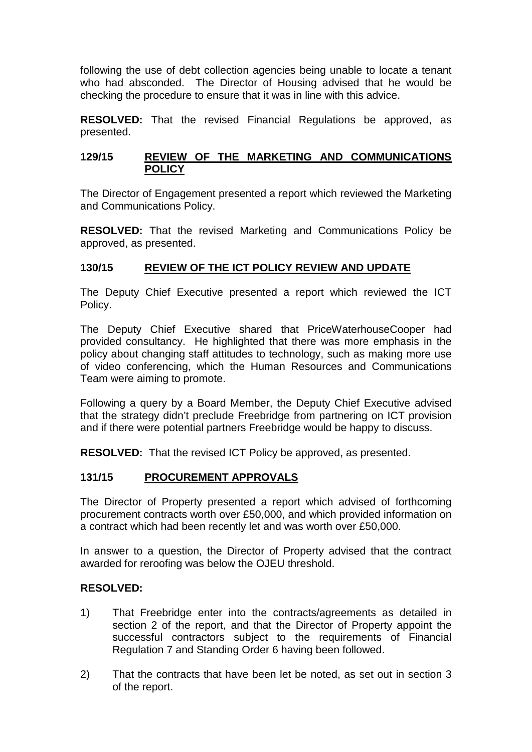following the use of debt collection agencies being unable to locate a tenant who had absconded. The Director of Housing advised that he would be checking the procedure to ensure that it was in line with this advice.

**RESOLVED:** That the revised Financial Regulations be approved, as presented.

## 129/15 REVIEW OF THE MARKETING AND COMMUNICATIONS POLICY

The Director of Engagement presented a report which reviewed the Marketing and Communications Policy.

**RESOLVED:** That the revised Marketing and Communications Policy be approved, as presented.

## 130/15 REVIEW OF THE ICT POLICY REVIEW AND UPDATE

The Deputy Chief Executive presented a report which reviewed the ICT Policy.

The Deputy Chief Executive shared that PriceWaterhouseCooper had provided consultancy. He highlighted that there was more emphasis in the policy about changing staff attitudes to technology, such as making more use of video conferencing, which the Human Resources and Communications Team were aiming to promote.

Following a query by a Board Member, the Deputy Chief Executive advised that the strategy didn't preclude Freebridge from partnering on ICT provision and if there were potential partners Freebridge would be happy to discuss.

**RESOLVED:** That the revised ICT Policy be approved, as presented.

## 131/15 PROCUREMENT APPROVALS

The Director of Property presented a report which advised of forthcoming procurement contracts worth over £50,000, and which provided information on a contract which had been recently let and was worth over £50,000.

In answer to a question, the Director of Property advised that the contract awarded for reroofing was below the OJEU threshold.

**RESOLVED:**

1) That Freebridge enter into the contracts/agreements as detailed in section 2 of the report, and that the Director of Property appoint the successful contractors subject to the requirements of Financial Regulation 7 and Standing Order 6 having been followed.

2) That the contracts that have been let be noted, as set out in section 3 of the report.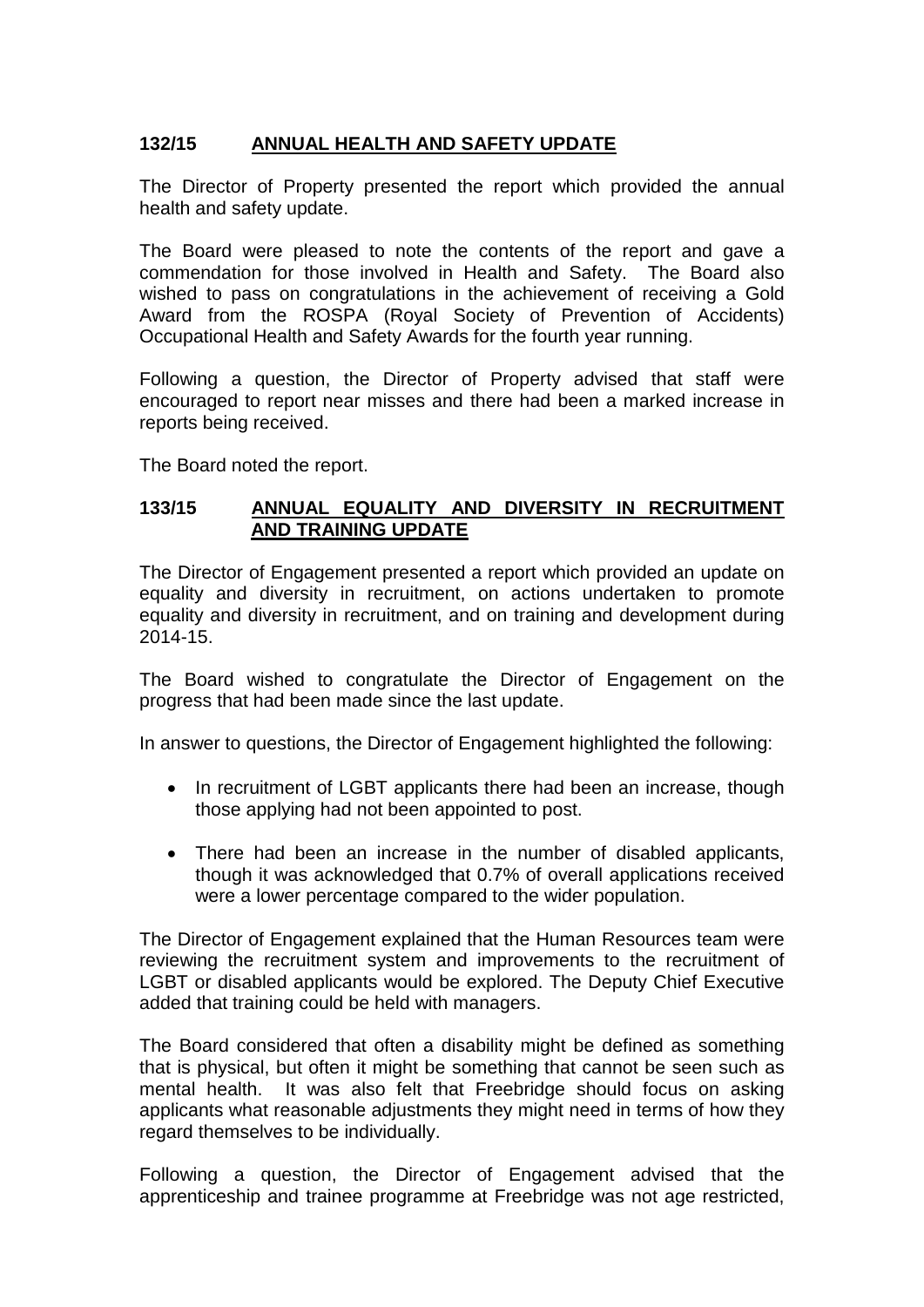## 132/15 ANNUAL HEALTH AND SAFETY UPDATE

The Director of Property presented the report which provided the annual health and safety update.

The Board were pleased to note the contents of the report and gave a commendation for those involved in Health and Safety. The Board also wished to pass on congratulations in the achievement of receiving a Gold Award from the ROSPA (Royal Society of Prevention of Accidents) Occupational Health and Safety Awards for the fourth year running.

Following a question, the Director of Property advised that staff were encouraged to report near misses and there had been a marked increase in reports being received.

The Board noted the report.

## 133/15 ANNUAL EQUALITY AND DIVERSITY IN RECRUITMENT AND TRAINING UPDATE

The Director of Engagement presented a report which provided an update on equality and diversity in recruitment, on actions undertaken to promote equality and diversity in recruitment, and on training and development during 2014-15.

The Board wished to congratulate the Director of Engagement on the progress that had been made since the last update.

In answer to questions, the Director of Engagement highlighted the following:

- In recruitment of LGBT applicants there had been an increase, though those applying had not been appointed to post.
- There had been an increase in the number of disabled applicants, though it was acknowledged that 0.7% of overall applications received were a lower percentage compared to the wider population.

The Director of Engagement explained that the Human Resources team were reviewing the recruitment system and improvements to the recruitment of LGBT or disabled applicants would be explored. The Deputy Chief Executive added that training could be held with managers.

The Board considered that often a disability might be defined as something that is physical, but often it might be something that cannot be seen such as mental health. It was also felt that Freebridge should focus on asking applicants what reasonable adjustments they might need in terms of how they regard themselves to be individually.

Following a question, the Director of Engagement advised that the apprenticeship and trainee programme at Freebridge was not age restricted,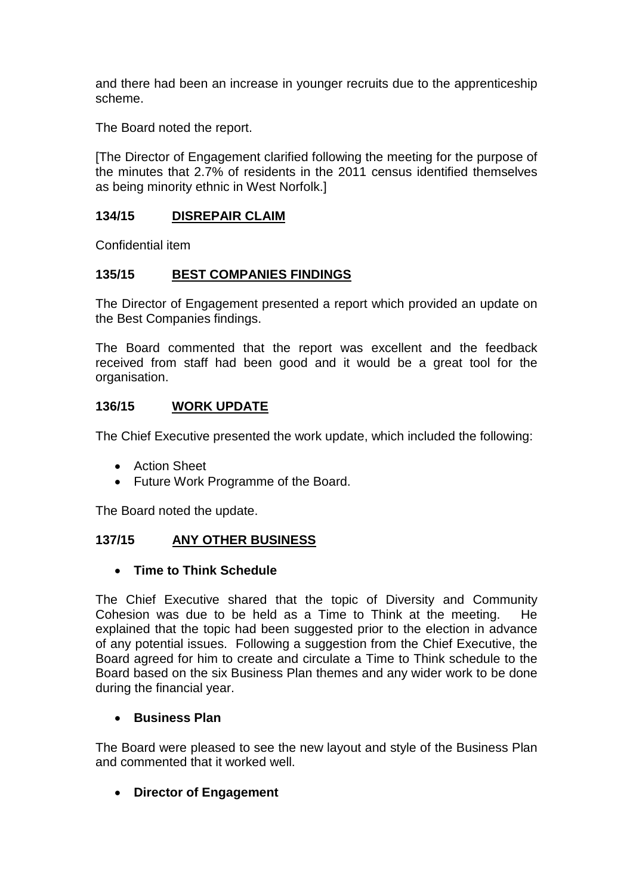and there had been an increase in younger recruits due to the apprenticeship scheme.

The Board noted the report.

[The Director of Engagement clarified following the meeting for the purpose of the minutes that 2.7% of residents in the 2011 census identified themselves as being minority ethnic in West Norfolk.]

### 134/15 DISREPAIR CLAIM

Confidential item

### 135/15 BEST COMPANIES FINDINGS

The Director of Engagement presented a report which provided an update on the Best Companies findings.

The Board commented that the report was excellent and the feedback received from staff had been good and it would be a great tool for the organisation.

### 136/15 WORK UPDATE

The Chief Executive presented the work update, which included the following:

- Action Sheet
- Future Work Programme of the Board.

The Board noted the update.

### 137/15 ANY OTHER BUSINESS

- **Time to Think Schedule**

The Chief Executive shared that the topic of Diversity and Community Cohesion was due to be held as a Time to Think at the meeting. He explained that the topic had been suggested prior to the election in advance of any potential issues. Following a suggestion from the Chief Executive, the Board agreed for him to create and circulate a Time to Think schedule to the Board based on the six Business Plan themes and any wider work to be done during the financial year.

- **Business Plan**

The Board were pleased to see the new layout and style of the Business Plan and commented that it worked well.

- **Director of Engagement**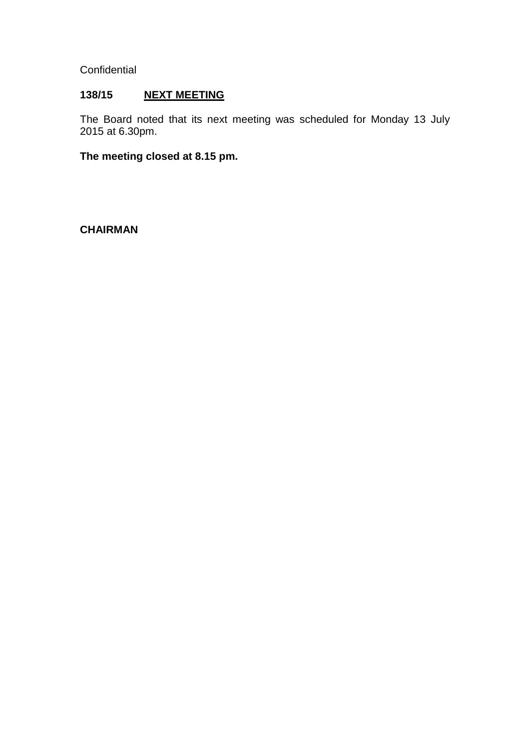Confidential

**138/15 NEXT MEETING**

The Board noted that its next meeting was scheduled for Monday 13 July 2015 at 6.30pm.

**The meeting closed at 8.15 pm.**

**CHAIRMAN**